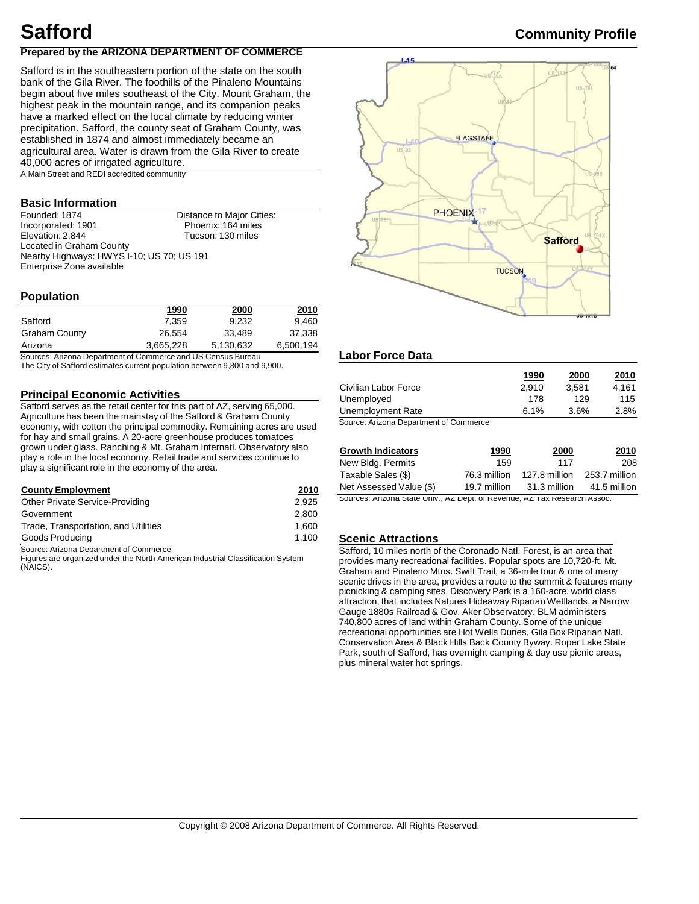# Safford

**Community Profile**

**Prepared by the ARIZONA DEPARTMENT OF COMMERCE**

Safford is in the southeastern portion of the state on the south bank of the Gila River. The foothills of the Pinaleno Mountains begin about five miles southeast of the City. Mount Graham, the highest peak in the mountain range, and its companion peaks have a marked effect on the local climate by reducing winter precipitation. Safford, the county seat of Graham County, was established in 1874 and almost immediately became an agricultural area. Water is drawn from the Gila River to create 40,000 acres of irrigated agriculture.

A Main Street and REDI accredited community

## Basic Information

Founded: 1874
Incorporated: 1901
Elevation: 2,844
Located in Graham County
Nearby Highways: HWYS I-10; US 70; US 191
Enterprise Zone available

Distance to Major Cities:
Phoenix: 164 miles
Tucson: 130 miles

## Population

| | 1990 | 2000 | 2010 |
|---|---|---|---|
| Safford | 7,359 | 9,232 | 9,460 |
| Graham County | 26,554 | 33,489 | 37,338 |
| Arizona | 3,665,228 | 5,130,632 | 6,500,194 |

Sources: Arizona Department of Commerce and US Census Bureau
The City of Safford estimates current population between 9,800 and 9,900.

## Principal Economic Activities

Safford serves as the retail center for this part of AZ, serving 65,000. Agriculture has been the mainstay of the Safford & Graham County economy, with cotton the principal commodity. Remaining acres are used for hay and small grains. A 20-acre greenhouse produces tomatoes grown under glass. Ranching & Mt. Graham Internatl. Observatory also play a role in the local economy. Retail trade and services continue to play a significant role in the economy of the area.

| County Employment | 2010 |
|---|---|
| Other Private Service-Providing | 2,925 |
| Government | 2,800 |
| Trade, Transportation, and Utilities | 1,600 |
| Goods Producing | 1,100 |

Source: Arizona Department of Commerce
Figures are organized under the North American Industrial Classification System (NAICS).

## Labor Force Data

| | 1990 | 2000 | 2010 |
|---|---|---|---|
| Civilian Labor Force | 2,910 | 3,581 | 4,161 |
| Unemployed | 178 | 129 | 115 |
| Unemployment Rate | 6.1% | 3.6% | 2.8% |

Source: Arizona Department of Commerce

| Growth Indicators | 1990 | 2000 | 2010 |
|---|---|---|---|
| New Bldg. Permits | 159 | 117 | 208 |
| Taxable Sales ($) | 76.3 million | 127.8 million | 253.7 million |
| Net Assessed Value ($) | 19.7 million | 31.3 million | 41.5 million |

Sources: Arizona State Univ., AZ Dept. of Revenue, AZ Tax Research Assoc.

## Scenic Attractions

Safford, 10 miles north of the Coronado Natl. Forest, is an area that provides many recreational facilities. Popular spots are 10,720-ft. Mt. Graham and Pinaleno Mtns. Swift Trail, a 36-mile tour & one of many scenic drives in the area, provides a route to the summit & features many picnicking & camping sites. Discovery Park is a 160-acre, world class attraction, that includes Natures Hideaway Riparian Wetlands, a Narrow Gauge 1880s Railroad & Gov. Aker Observatory. BLM administers 740,800 acres of land within Graham County. Some of the unique recreational opportunities are Hot Wells Dunes, Gila Box Riparian Natl. Conservation Area & Black Hills Back County Byway. Roper Lake State Park, south of Safford, has overnight camping & day use picnic areas, plus mineral water hot springs.

Copyright © 2008 Arizona Department of Commerce. All Rights Reserved.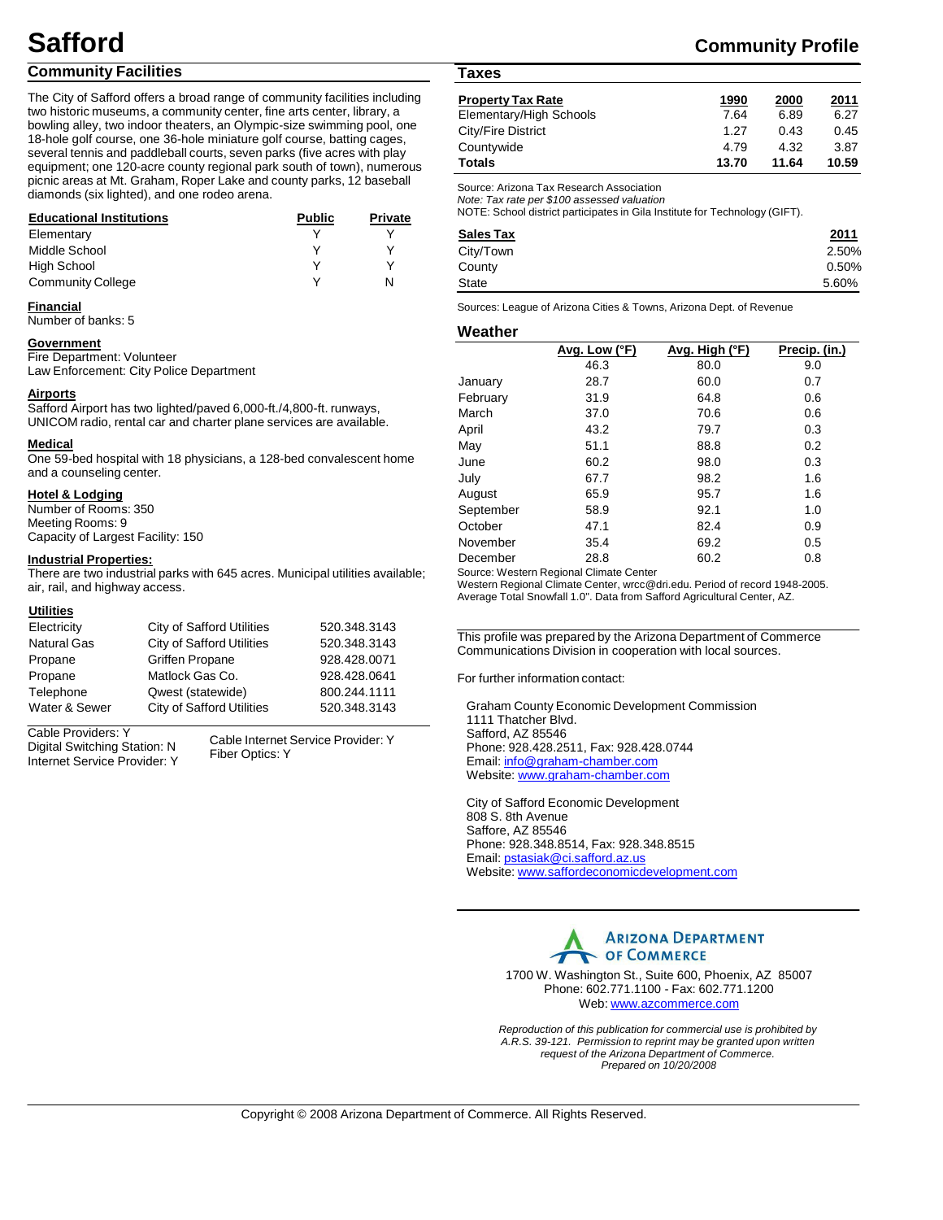# Safford

## Community Profile

## Community Facilities

The City of Safford offers a broad range of community facilities including two historic museums, a community center, fine arts center, library, a bowling alley, two indoor theaters, an Olympic-size swimming pool, one 18-hole golf course, one 36-hole miniature golf course, batting cages, several tennis and paddleball courts, seven parks (five acres with play equipment; one 120-acre county regional park south of town), numerous picnic areas at Mt. Graham, Roper Lake and county parks, 12 baseball diamonds (six lighted), and one rodeo arena.

| Educational Institutions | Public | Private |
|---|---|---|
| Elementary | Y | Y |
| Middle School | Y | Y |
| High School | Y | Y |
| Community College | Y | N |

**Financial**

Number of banks: 5

**Government**

Fire Department: Volunteer
Law Enforcement: City Police Department

**Airports**

Safford Airport has two lighted/paved 6,000-ft./4,800-ft. runways, UNICOM radio, rental car and charter plane services are available.

**Medical**

One 59-bed hospital with 18 physicians, a 128-bed convalescent home and a counseling center.

**Hotel & Lodging**

Number of Rooms: 350
Meeting Rooms: 9
Capacity of Largest Facility: 150

**Industrial Properties:**

There are two industrial parks with 645 acres. Municipal utilities available; air, rail, and highway access.

**Utilities**

| | | |
|---|---|---|
| Electricity | City of Safford Utilities | 520.348.3143 |
| Natural Gas | City of Safford Utilities | 520.348.3143 |
| Propane | Griffen Propane | 928.428.0071 |
| Propane | Matlock Gas Co. | 928.428.0641 |
| Telephone | Qwest (statewide) | 800.244.1111 |
| Water & Sewer | City of Safford Utilities | 520.348.3143 |

Cable Providers: Y
Digital Switching Station: N
Internet Service Provider: Y
Cable Internet Service Provider: Y
Fiber Optics: Y

## Taxes

| Property Tax Rate | 1990 | 2000 | 2011 |
|---|---|---|---|
| Elementary/High Schools | 7.64 | 6.89 | 6.27 |
| City/Fire District | 1.27 | 0.43 | 0.45 |
| Countywide | 4.79 | 4.32 | 3.87 |
| **Totals** | **13.70** | **11.64** | **10.59** |

Source: Arizona Tax Research Association
*Note: Tax rate per $100 assessed valuation*
NOTE: School district participates in Gila Institute for Technology (GIFT).

| Sales Tax | 2011 |
|---|---|
| City/Town | 2.50% |
| County | 0.50% |
| State | 5.60% |

Sources: League of Arizona Cities & Towns, Arizona Dept. of Revenue

## Weather

| | Avg. Low (°F) | Avg. High (°F) | Precip. (in.) |
|---|---|---|---|
| | 46.3 | 80.0 | 9.0 |
| January | 28.7 | 60.0 | 0.7 |
| February | 31.9 | 64.8 | 0.6 |
| March | 37.0 | 70.6 | 0.6 |
| April | 43.2 | 79.7 | 0.3 |
| May | 51.1 | 88.8 | 0.2 |
| June | 60.2 | 98.0 | 0.3 |
| July | 67.7 | 98.2 | 1.6 |
| August | 65.9 | 95.7 | 1.6 |
| September | 58.9 | 92.1 | 1.0 |
| October | 47.1 | 82.4 | 0.9 |
| November | 35.4 | 69.2 | 0.5 |
| December | 28.8 | 60.2 | 0.8 |

Source: Western Regional Climate Center
Western Regional Climate Center, wrcc@dri.edu. Period of record 1948-2005. Average Total Snowfall 1.0". Data from Safford Agricultural Center, AZ.

This profile was prepared by the Arizona Department of Commerce Communications Division in cooperation with local sources.

For further information contact:

Graham County Economic Development Commission
1111 Thatcher Blvd.
Safford, AZ 85546
Phone: 928.428.2511, Fax: 928.428.0744
Email: info@graham-chamber.com
Website: www.graham-chamber.com

City of Safford Economic Development
808 S. 8th Avenue
Saffore, AZ 85546
Phone: 928.348.8514, Fax: 928.348.8515
Email: pstasiak@ci.safford.az.us
Website: www.saffordeconomicdevelopment.com

ARIZONA DEPARTMENT OF COMMERCE

1700 W. Washington St., Suite 600, Phoenix, AZ 85007
Phone: 602.771.1100 - Fax: 602.771.1200
Web: www.azcommerce.com

*Reproduction of this publication for commercial use is prohibited by A.R.S. 39-121. Permission to reprint may be granted upon written request of the Arizona Department of Commerce. Prepared on 10/20/2008*

Copyright © 2008 Arizona Department of Commerce. All Rights Reserved.